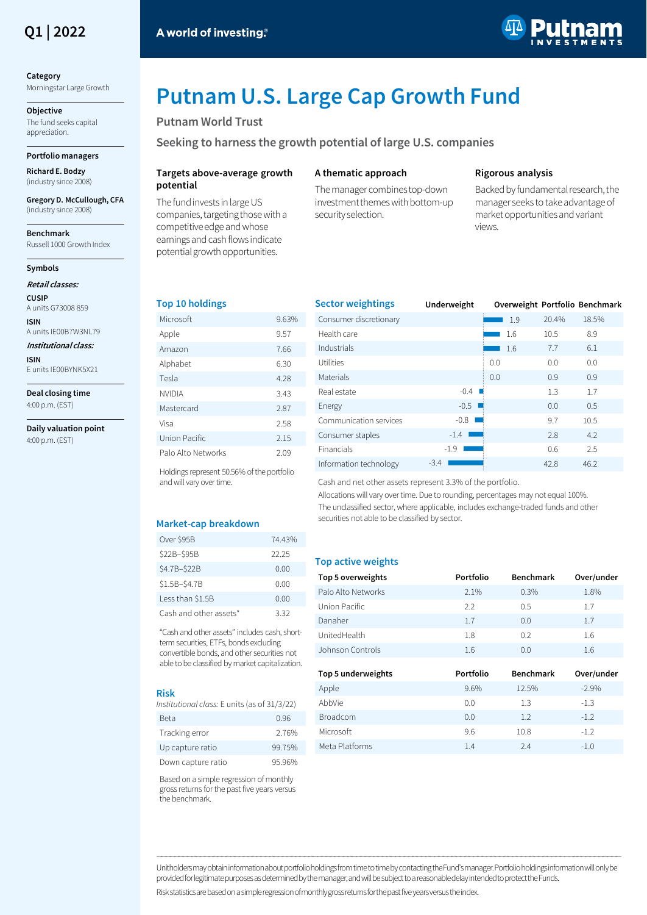Q1 | 2022

A world of investing.®

Putnam INVESTMENTS

**Category**
Morningstar Large Growth

**Objective**
The fund seeks capital appreciation.

**Portfolio managers**

**Richard E. Bodzy**
(industry since 2008)

**Gregory D. McCullough, CFA**
(industry since 2008)

**Benchmark**
Russell 1000 Growth Index

**Symbols**

***Retail classes:***

**CUSIP**
A units G73008 859

**ISIN**
A units IE00B7W3NL79

***Institutional class:***

**ISIN**
E units IE00BYNK5X21

**Deal closing time**
4:00 p.m. (EST)

**Daily valuation point**
4:00 p.m. (EST)

# Putnam U.S. Large Cap Growth Fund

## Putnam World Trust

## Seeking to harness the growth potential of large U.S. companies

### Targets above-average growth potential

The fund invests in large US companies, targeting those with a competitive edge and whose earnings and cash flows indicate potential growth opportunities.

### A thematic approach

The manager combines top-down investment themes with bottom-up security selection.

### Rigorous analysis

Backed by fundamental research, the manager seeks to take advantage of market opportunities and variant views.

### Top 10 holdings

| | |
|---|---|
| Microsoft | 9.63% |
| Apple | 9.57 |
| Amazon | 7.66 |
| Alphabet | 6.30 |
| Tesla | 4.28 |
| NVIDIA | 3.43 |
| Mastercard | 2.87 |
| Visa | 2.58 |
| Union Pacific | 2.15 |
| Palo Alto Networks | 2.09 |

Holdings represent 50.56% of the portfolio and will vary over time.

### Sector weightings

| Sector | Underweight / Overweight | Portfolio | Benchmark |
|---|---|---|---|
| Consumer discretionary | 1.9 | 20.4% | 18.5% |
| Health care | 1.6 | 10.5 | 8.9 |
| Industrials | 1.6 | 7.7 | 6.1 |
| Utilities | 0.0 | 0.0 | 0.0 |
| Materials | 0.0 | 0.9 | 0.9 |
| Real estate | -0.4 | 1.3 | 1.7 |
| Energy | -0.5 | 0.0 | 0.5 |
| Communication services | -0.8 | 9.7 | 10.5 |
| Consumer staples | -1.4 | 2.8 | 4.2 |
| Financials | -1.9 | 0.6 | 2.5 |
| Information technology | -3.4 | 42.8 | 46.2 |

Cash and net other assets represent 3.3% of the portfolio.

Allocations will vary over time. Due to rounding, percentages may not equal 100%.

The unclassified sector, where applicable, includes exchange-traded funds and other securities not able to be classified by sector.

### Market-cap breakdown

| | |
|---|---|
| Over \$95B | 74.43% |
| \$22B–\$95B | 22.25 |
| \$4.7B–\$22B | 0.00 |
| \$1.5B–\$4.7B | 0.00 |
| Less than \$1.5B | 0.00 |
| Cash and other assets* | 3.32 |

"Cash and other assets" includes cash, short-term securities, ETFs, bonds excluding convertible bonds, and other securities not able to be classified by market capitalization.

### Top active weights

| Top 5 overweights | Portfolio | Benchmark | Over/under |
|---|---|---|---|
| Palo Alto Networks | 2.1% | 0.3% | 1.8% |
| Union Pacific | 2.2 | 0.5 | 1.7 |
| Danaher | 1.7 | 0.0 | 1.7 |
| UnitedHealth | 1.8 | 0.2 | 1.6 |
| Johnson Controls | 1.6 | 0.0 | 1.6 |

| Top 5 underweights | Portfolio | Benchmark | Over/under |
|---|---|---|---|
| Apple | 9.6% | 12.5% | -2.9% |
| AbbVie | 0.0 | 1.3 | -1.3 |
| Broadcom | 0.0 | 1.2 | -1.2 |
| Microsoft | 9.6 | 10.8 | -1.2 |
| Meta Platforms | 1.4 | 2.4 | -1.0 |

### Risk

*Institutional class:* E units (as of 31/3/22)

| | |
|---|---|
| Beta | 0.96 |
| Tracking error | 2.76% |
| Up capture ratio | 99.75% |
| Down capture ratio | 95.96% |

Based on a simple regression of monthly gross returns for the past five years versus the benchmark.

---

Unitholders may obtain information about portfolio holdings from time to time by contacting the Fund's manager. Portfolio holdings information will only be provided for legitimate purposes as determined by the manager, and will be subject to a reasonable delay intended to protect the Funds.

Risk statistics are based on a simple regression of monthly gross returns for the past five years versus the index.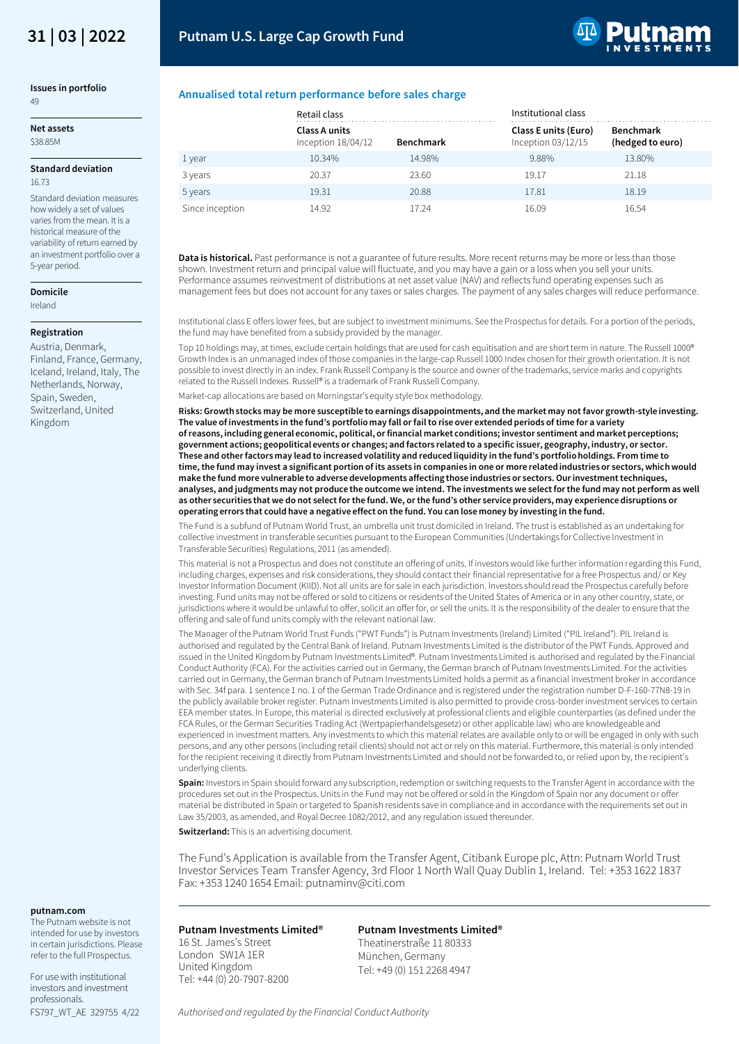# Putnam U.S. Large Cap Growth Fund

**31 | 03 | 2022**

**Issues in portfolio**
49

**Net assets**
$38.85M

**Standard deviation**
16.73

Standard deviation measures how widely a set of values varies from the mean. It is a historical measure of the variability of return earned by an investment portfolio over a 5-year period.

**Domicile**
Ireland

**Registration**
Austria, Denmark, Finland, France, Germany, Iceland, Ireland, Italy, The Netherlands, Norway, Spain, Sweden, Switzerland, United Kingdom

## Annualised total return performance before sales charge

| | Retail class | | Institutional class | |
|---|---|---|---|---|
| | Class A units Inception 18/04/12 | Benchmark | Class E units (Euro) Inception 03/12/15 | Benchmark (hedged to euro) |
| 1 year | 10.34% | 14.98% | 9.88% | 13.80% |
| 3 years | 20.37 | 23.60 | 19.17 | 21.18 |
| 5 years | 19.31 | 20.88 | 17.81 | 18.19 |
| Since inception | 14.92 | 17.24 | 16.09 | 16.54 |

**Data is historical.** Past performance is not a guarantee of future results. More recent returns may be more or less than those shown. Investment return and principal value will fluctuate, and you may have a gain or a loss when you sell your units. Performance assumes reinvestment of distributions at net asset value (NAV) and reflects fund operating expenses such as management fees but does not account for any taxes or sales charges. The payment of any sales charges will reduce performance.

Institutional class E offers lower fees, but are subject to investment minimums. See the Prospectus for details. For a portion of the periods, the fund may have benefited from a subsidy provided by the manager.

Top 10 holdings may, at times, exclude certain holdings that are used for cash equitisation and are short term in nature. The Russell 1000® Growth Index is an unmanaged index of those companies in the large-cap Russell 1000 Index chosen for their growth orientation. It is not possible to invest directly in an index. Frank Russell Company is the source and owner of the trademarks, service marks and copyrights related to the Russell Indexes. Russell® is a trademark of Frank Russell Company.

Market-cap allocations are based on Morningstar's equity style box methodology.

**Risks: Growth stocks may be more susceptible to earnings disappointments, and the market may not favor growth-style investing. The value of investments in the fund's portfolio may fall or fail to rise over extended periods of time for a variety of reasons, including general economic, political, or financial market conditions; investor sentiment and market perceptions; government actions; geopolitical events or changes; and factors related to a specific issuer, geography, industry, or sector. These and other factors may lead to increased volatility and reduced liquidity in the fund's portfolio holdings. From time to time, the fund may invest a significant portion of its assets in companies in one or more related industries or sectors, which would make the fund more vulnerable to adverse developments affecting those industries or sectors. Our investment techniques, analyses, and judgments may not produce the outcome we intend. The investments we select for the fund may not perform as well as other securities that we do not select for the fund. We, or the fund's other service providers, may experience disruptions or operating errors that could have a negative effect on the fund. You can lose money by investing in the fund.**

The Fund is a subfund of Putnam World Trust, an umbrella unit trust domiciled in Ireland. The trust is established as an undertaking for collective investment in transferable securities pursuant to the European Communities (Undertakings for Collective Investment in Transferable Securities) Regulations, 2011 (as amended).

This material is not a Prospectus and does not constitute an offering of units. If investors would like further information regarding this Fund, including charges, expenses and risk considerations, they should contact their financial representative for a free Prospectus and/ or Key Investor Information Document (KIID). Not all units are for sale in each jurisdiction. Investors should read the Prospectus carefully before investing. Fund units may not be offered or sold to citizens or residents of the United States of America or in any other country, state, or jurisdictions where it would be unlawful to offer, solicit an offer for, or sell the units. It is the responsibility of the dealer to ensure that the offering and sale of fund units comply with the relevant national law.

The Manager of the Putnam World Trust Funds ("PWT Funds") is Putnam Investments (Ireland) Limited ("PIL Ireland"). PIL Ireland is authorised and regulated by the Central Bank of Ireland. Putnam Investments Limited is the distributor of the PWT Funds. Approved and issued in the United Kingdom by Putnam Investments Limited®. Putnam Investments Limited is authorised and regulated by the Financial Conduct Authority (FCA). For the activities carried out in Germany, the German branch of Putnam Investments Limited. For the activities carried out in Germany, the German branch of Putnam Investments Limited holds a permit as a financial investment broker in accordance with Sec. 34f para. 1 sentence 1 no. 1 of the German Trade Ordinance and is registered under the registration number D-F-160-77N8-19 in the publicly available broker register. Putnam Investments Limited is also permitted to provide cross-border investment services to certain EEA member states. In Europe, this material is directed exclusively at professional clients and eligible counterparties (as defined under the FCA Rules, or the German Securities Trading Act (Wertpapierhandelsgesetz) or other applicable law) who are knowledgeable and experienced in investment matters. Any investments to which this material relates are available only to or will be engaged in only with such persons, and any other persons (including retail clients) should not act or rely on this material. Furthermore, this material is only intended for the recipient receiving it directly from Putnam Investments Limited and should not be forwarded to, or relied upon by, the recipient's underlying clients.

**Spain:** Investors in Spain should forward any subscription, redemption or switching requests to the Transfer Agent in accordance with the procedures set out in the Prospectus. Units in the Fund may not be offered or sold in the Kingdom of Spain nor any document or offer material be distributed in Spain or targeted to Spanish residents save in compliance and in accordance with the requirements set out in Law 35/2003, as amended, and Royal Decree 1082/2012, and any regulation issued thereunder.

**Switzerland:** This is an advertising document.

The Fund's Application is available from the Transfer Agent, Citibank Europe plc, Attn: Putnam World Trust Investor Services Team Transfer Agency, 3rd Floor 1 North Wall Quay Dublin 1, Ireland. Tel: +353 1622 1837 Fax: +353 1240 1654 Email: putnaminv@citi.com

**putnam.com**

The Putnam website is not intended for use by investors in certain jurisdictions. Please refer to the full Prospectus.

For use with institutional investors and investment professionals.

FS797_WT_AE 329755 4/22

**Putnam Investments Limited®**
16 St. James's Street
London SW1A 1ER
United Kingdom
Tel: +44 (0) 20-7907-8200

**Putnam Investments Limited®**
Theatinerstraße 11 80333
München, Germany
Tel: +49 (0) 151 2268 4947

*Authorised and regulated by the Financial Conduct Authority*